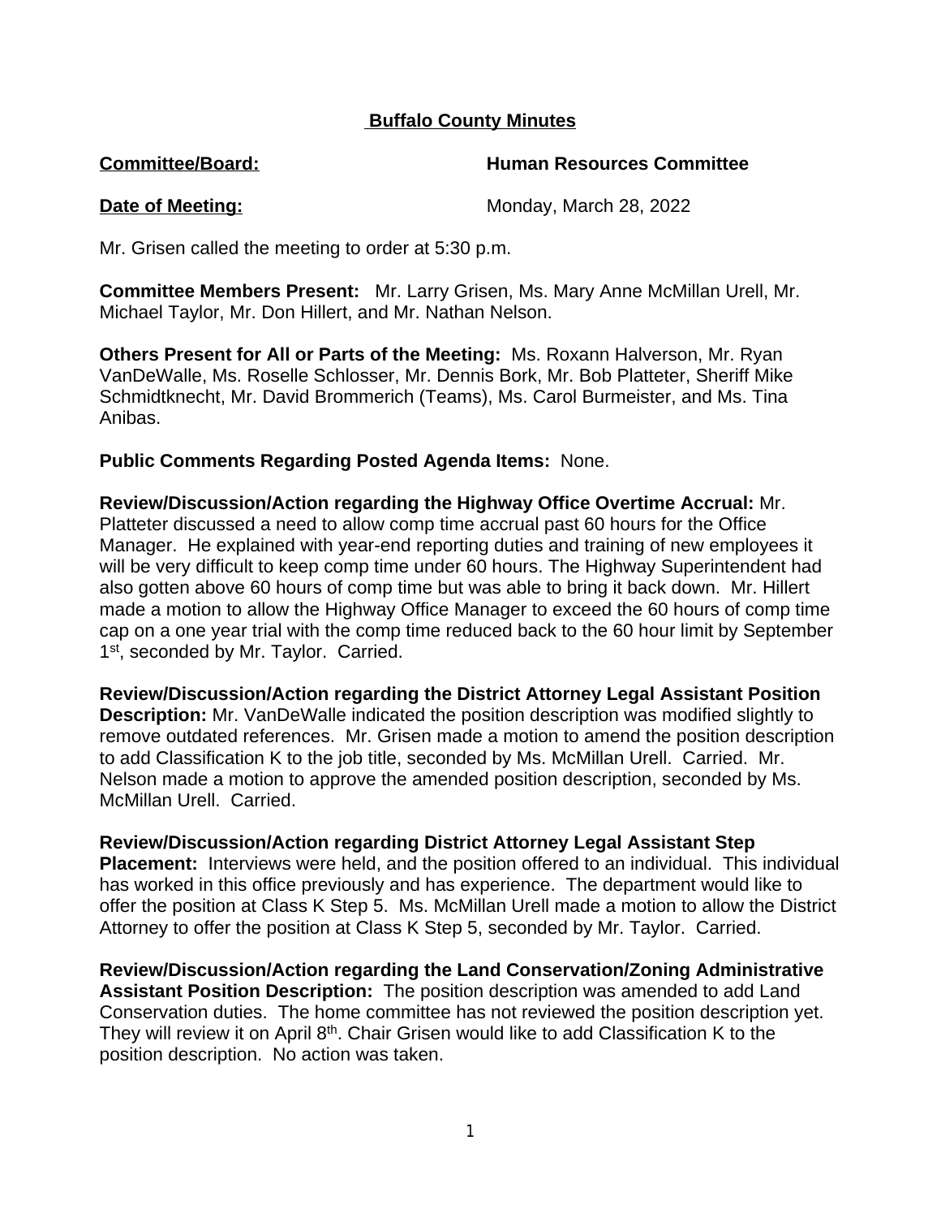**Buffalo County Minutes**

**Committee/Board:** **Human Resources Committee**

**Date of Meeting:** Monday, March 28, 2022

Mr. Grisen called the meeting to order at 5:30 p.m.

**Committee Members Present:** Mr. Larry Grisen, Ms. Mary Anne McMillan Urell, Mr. Michael Taylor, Mr. Don Hillert, and Mr. Nathan Nelson.

**Others Present for All or Parts of the Meeting:** Ms. Roxann Halverson, Mr. Ryan VanDeWalle, Ms. Roselle Schlosser, Mr. Dennis Bork, Mr. Bob Platteter, Sheriff Mike Schmidtknecht, Mr. David Brommerich (Teams), Ms. Carol Burmeister, and Ms. Tina Anibas.

**Public Comments Regarding Posted Agenda Items:** None.

**Review/Discussion/Action regarding the Highway Office Overtime Accrual:** Mr. Platteter discussed a need to allow comp time accrual past 60 hours for the Office Manager. He explained with year-end reporting duties and training of new employees it will be very difficult to keep comp time under 60 hours. The Highway Superintendent had also gotten above 60 hours of comp time but was able to bring it back down. Mr. Hillert made a motion to allow the Highway Office Manager to exceed the 60 hours of comp time cap on a one year trial with the comp time reduced back to the 60 hour limit by September 1st, seconded by Mr. Taylor. Carried.

**Review/Discussion/Action regarding the District Attorney Legal Assistant Position Description:** Mr. VanDeWalle indicated the position description was modified slightly to remove outdated references. Mr. Grisen made a motion to amend the position description to add Classification K to the job title, seconded by Ms. McMillan Urell. Carried. Mr. Nelson made a motion to approve the amended position description, seconded by Ms. McMillan Urell. Carried.

**Review/Discussion/Action regarding District Attorney Legal Assistant Step Placement:** Interviews were held, and the position offered to an individual. This individual has worked in this office previously and has experience. The department would like to offer the position at Class K Step 5. Ms. McMillan Urell made a motion to allow the District Attorney to offer the position at Class K Step 5, seconded by Mr. Taylor. Carried.

**Review/Discussion/Action regarding the Land Conservation/Zoning Administrative Assistant Position Description:** The position description was amended to add Land Conservation duties. The home committee has not reviewed the position description yet. They will review it on April 8th. Chair Grisen would like to add Classification K to the position description. No action was taken.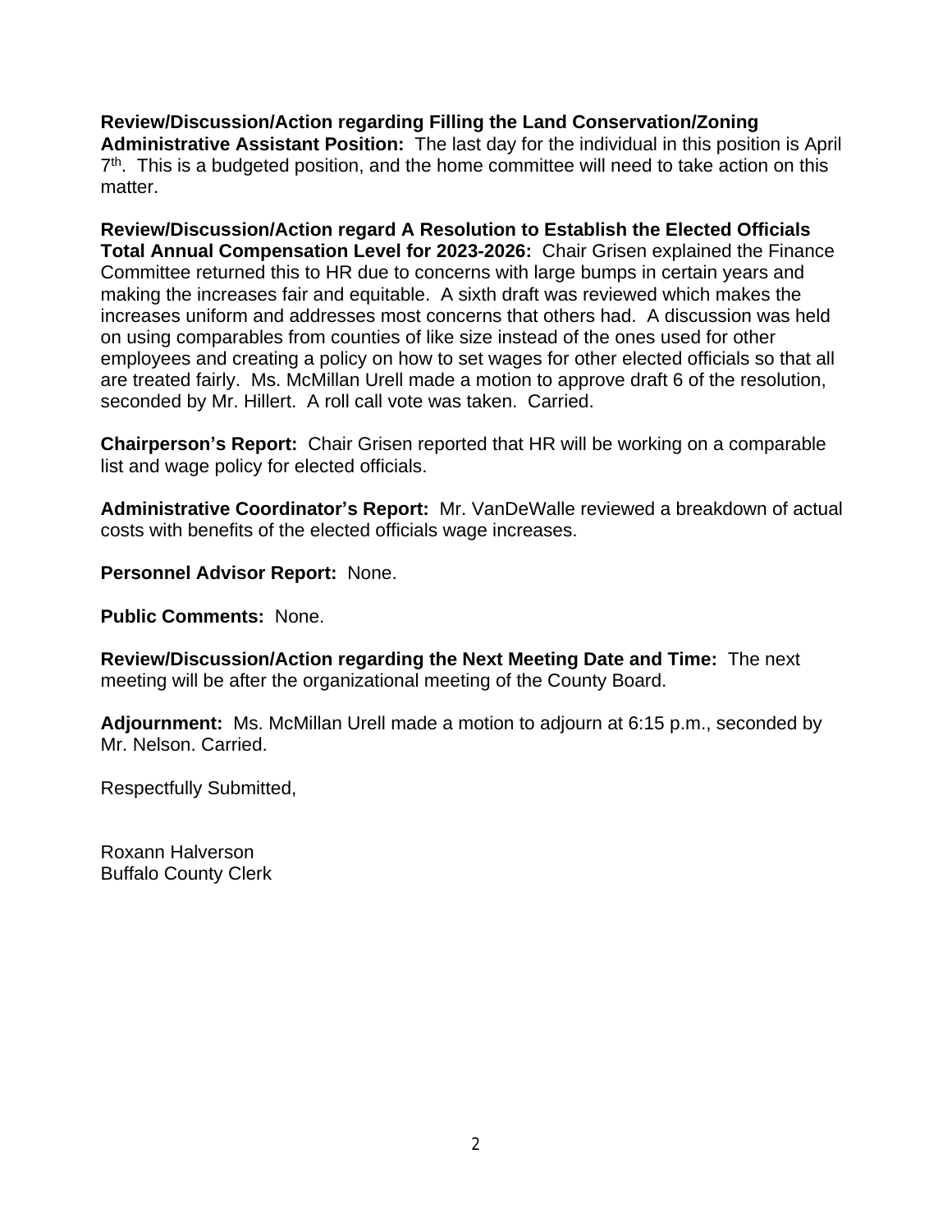**Review/Discussion/Action regarding Filling the Land Conservation/Zoning Administrative Assistant Position:** The last day for the individual in this position is April 7th. This is a budgeted position, and the home committee will need to take action on this matter.

**Review/Discussion/Action regard A Resolution to Establish the Elected Officials Total Annual Compensation Level for 2023-2026:** Chair Grisen explained the Finance Committee returned this to HR due to concerns with large bumps in certain years and making the increases fair and equitable. A sixth draft was reviewed which makes the increases uniform and addresses most concerns that others had. A discussion was held on using comparables from counties of like size instead of the ones used for other employees and creating a policy on how to set wages for other elected officials so that all are treated fairly. Ms. McMillan Urell made a motion to approve draft 6 of the resolution, seconded by Mr. Hillert. A roll call vote was taken. Carried.

**Chairperson's Report:** Chair Grisen reported that HR will be working on a comparable list and wage policy for elected officials.

**Administrative Coordinator's Report:** Mr. VanDeWalle reviewed a breakdown of actual costs with benefits of the elected officials wage increases.

**Personnel Advisor Report:** None.

**Public Comments:** None.

**Review/Discussion/Action regarding the Next Meeting Date and Time:** The next meeting will be after the organizational meeting of the County Board.

**Adjournment:** Ms. McMillan Urell made a motion to adjourn at 6:15 p.m., seconded by Mr. Nelson. Carried.

Respectfully Submitted,

Roxann Halverson
Buffalo County Clerk